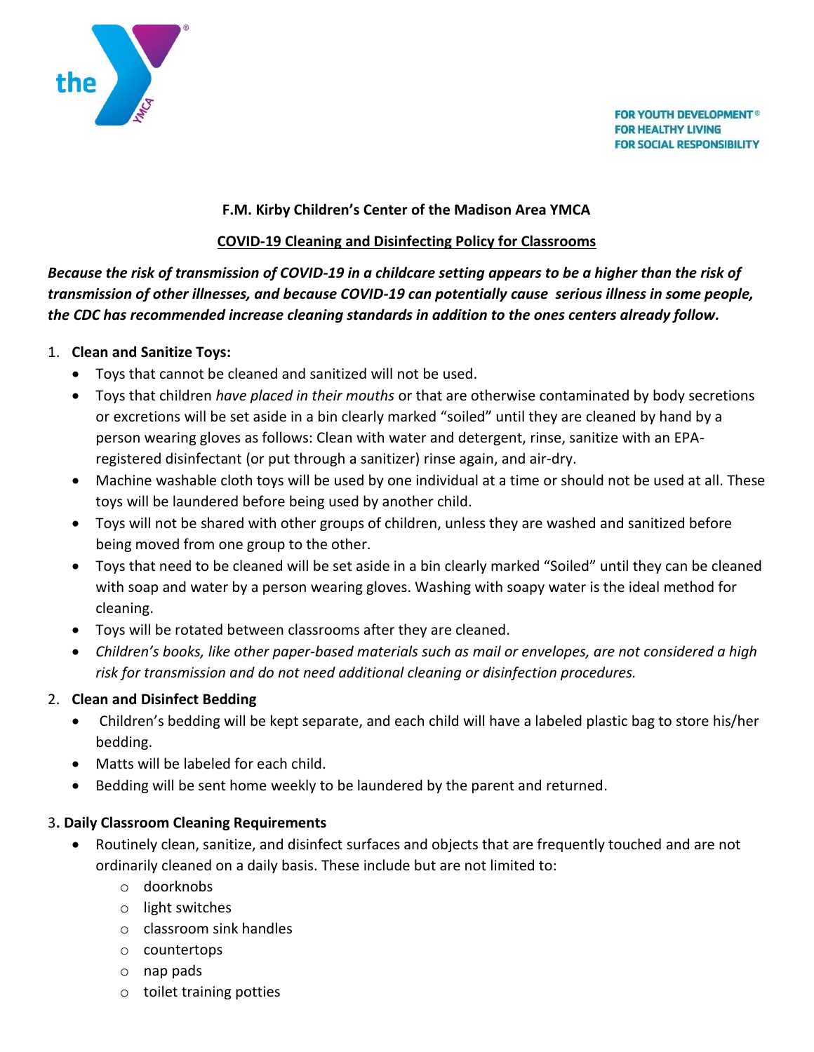FOR YOUTH DEVELOPMENT®
FOR HEALTHY LIVING
FOR SOCIAL RESPONSIBILITY

**F.M. Kirby Children's Center of the Madison Area YMCA**

**COVID-19 Cleaning and Disinfecting Policy for Classrooms**

***Because the risk of transmission of COVID-19 in a childcare setting appears to be a higher than the risk of transmission of other illnesses, and because COVID-19 can potentially cause serious illness in some people, the CDC has recommended increase cleaning standards in addition to the ones centers already follow.***

1. **Clean and Sanitize Toys:**
   - Toys that cannot be cleaned and sanitized will not be used.
   - Toys that children *have placed in their mouths* or that are otherwise contaminated by body secretions or excretions will be set aside in a bin clearly marked "soiled" until they are cleaned by hand by a person wearing gloves as follows: Clean with water and detergent, rinse, sanitize with an EPA-registered disinfectant (or put through a sanitizer) rinse again, and air-dry.
   - Machine washable cloth toys will be used by one individual at a time or should not be used at all. These toys will be laundered before being used by another child.
   - Toys will not be shared with other groups of children, unless they are washed and sanitized before being moved from one group to the other.
   - Toys that need to be cleaned will be set aside in a bin clearly marked "Soiled" until they can be cleaned with soap and water by a person wearing gloves. Washing with soapy water is the ideal method for cleaning.
   - Toys will be rotated between classrooms after they are cleaned.
   - *Children's books, like other paper-based materials such as mail or envelopes, are not considered a high risk for transmission and do not need additional cleaning or disinfection procedures.*

2. **Clean and Disinfect Bedding**
   - Children's bedding will be kept separate, and each child will have a labeled plastic bag to store his/her bedding.
   - Matts will be labeled for each child.
   - Bedding will be sent home weekly to be laundered by the parent and returned.

3. **Daily Classroom Cleaning Requirements**
   - Routinely clean, sanitize, and disinfect surfaces and objects that are frequently touched and are not ordinarily cleaned on a daily basis. These include but are not limited to:
     - doorknobs
     - light switches
     - classroom sink handles
     - countertops
     - nap pads
     - toilet training potties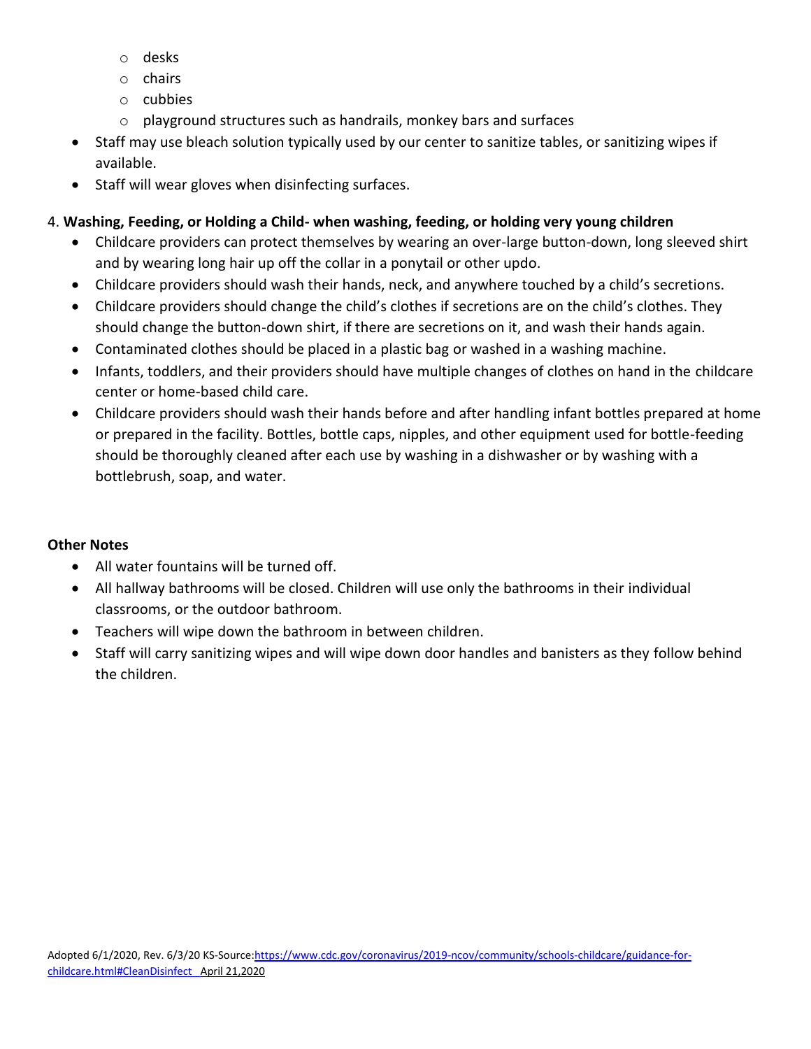- desks
  - chairs
  - cubbies
  - playground structures such as handrails, monkey bars and surfaces
- Staff may use bleach solution typically used by our center to sanitize tables, or sanitizing wipes if available.
- Staff will wear gloves when disinfecting surfaces.

4. **Washing, Feeding, or Holding a Child- when washing, feeding, or holding very young children**
   - Childcare providers can protect themselves by wearing an over-large button-down, long sleeved shirt and by wearing long hair up off the collar in a ponytail or other updo.
   - Childcare providers should wash their hands, neck, and anywhere touched by a child's secretions.
   - Childcare providers should change the child's clothes if secretions are on the child's clothes. They should change the button-down shirt, if there are secretions on it, and wash their hands again.
   - Contaminated clothes should be placed in a plastic bag or washed in a washing machine.
   - Infants, toddlers, and their providers should have multiple changes of clothes on hand in the childcare center or home-based child care.
   - Childcare providers should wash their hands before and after handling infant bottles prepared at home or prepared in the facility. Bottles, bottle caps, nipples, and other equipment used for bottle-feeding should be thoroughly cleaned after each use by washing in a dishwasher or by washing with a bottlebrush, soap, and water.

**Other Notes**

- All water fountains will be turned off.
- All hallway bathrooms will be closed. Children will use only the bathrooms in their individual classrooms, or the outdoor bathroom.
- Teachers will wipe down the bathroom in between children.
- Staff will carry sanitizing wipes and will wipe down door handles and banisters as they follow behind the children.

Adopted 6/1/2020, Rev. 6/3/20 KS-Source:https://www.cdc.gov/coronavirus/2019-ncov/community/schools-childcare/guidance-for-childcare.html#CleanDisinfect April 21,2020